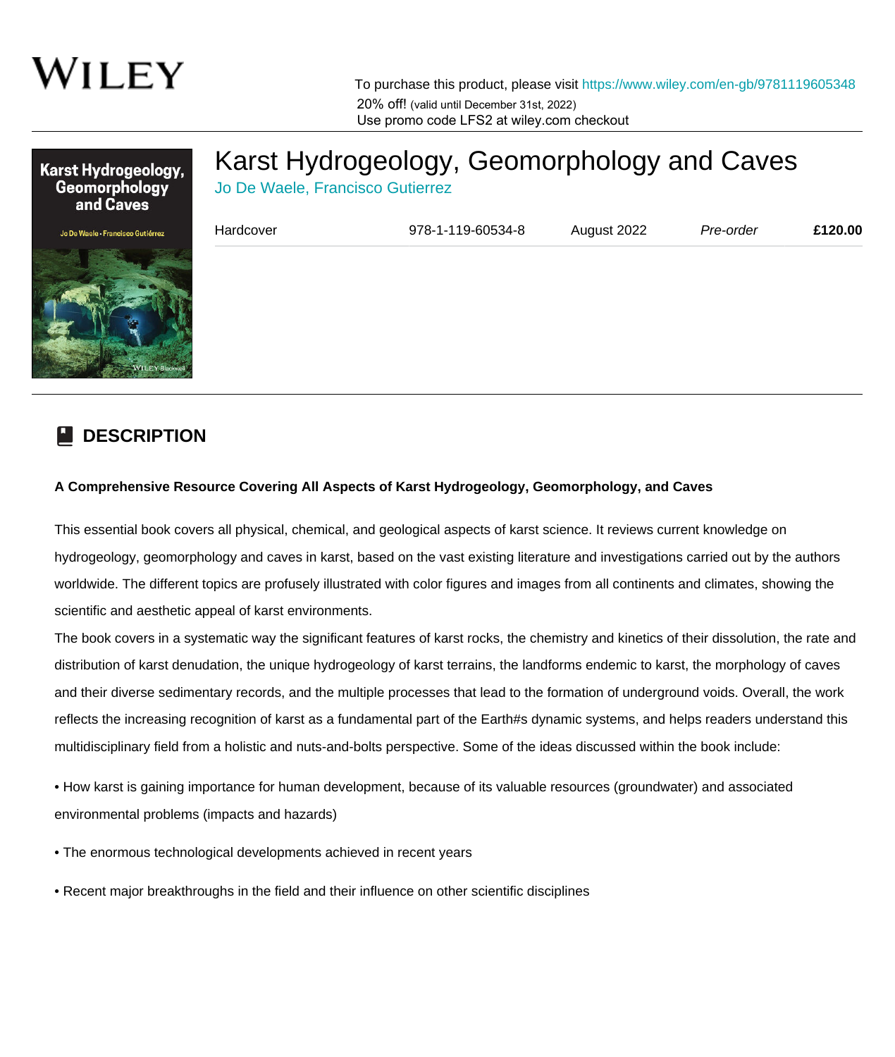WILEY

To purchase this product, please visit https://www.wiley.com/en-gb/9781119605348

20% off! (valid until December 31st, 2022)

Use promo code LFS2 at wiley.com checkout

# Karst Hydrogeology, Geomorphology and Caves

Jo De Waele, Francisco Gutierrez

| Hardcover | 978-1-119-60534-8 | August 2022 | *Pre-order* | **£120.00** |
|---|---|---|---|---|

## DESCRIPTION

**A Comprehensive Resource Covering All Aspects of Karst Hydrogeology, Geomorphology, and Caves**

This essential book covers all physical, chemical, and geological aspects of karst science. It reviews current knowledge on hydrogeology, geomorphology and caves in karst, based on the vast existing literature and investigations carried out by the authors worldwide. The different topics are profusely illustrated with color figures and images from all continents and climates, showing the scientific and aesthetic appeal of karst environments.

The book covers in a systematic way the significant features of karst rocks, the chemistry and kinetics of their dissolution, the rate and distribution of karst denudation, the unique hydrogeology of karst terrains, the landforms endemic to karst, the morphology of caves and their diverse sedimentary records, and the multiple processes that lead to the formation of underground voids. Overall, the work reflects the increasing recognition of karst as a fundamental part of the Earth#s dynamic systems, and helps readers understand this multidisciplinary field from a holistic and nuts-and-bolts perspective. Some of the ideas discussed within the book include:

• How karst is gaining importance for human development, because of its valuable resources (groundwater) and associated environmental problems (impacts and hazards)

• The enormous technological developments achieved in recent years

• Recent major breakthroughs in the field and their influence on other scientific disciplines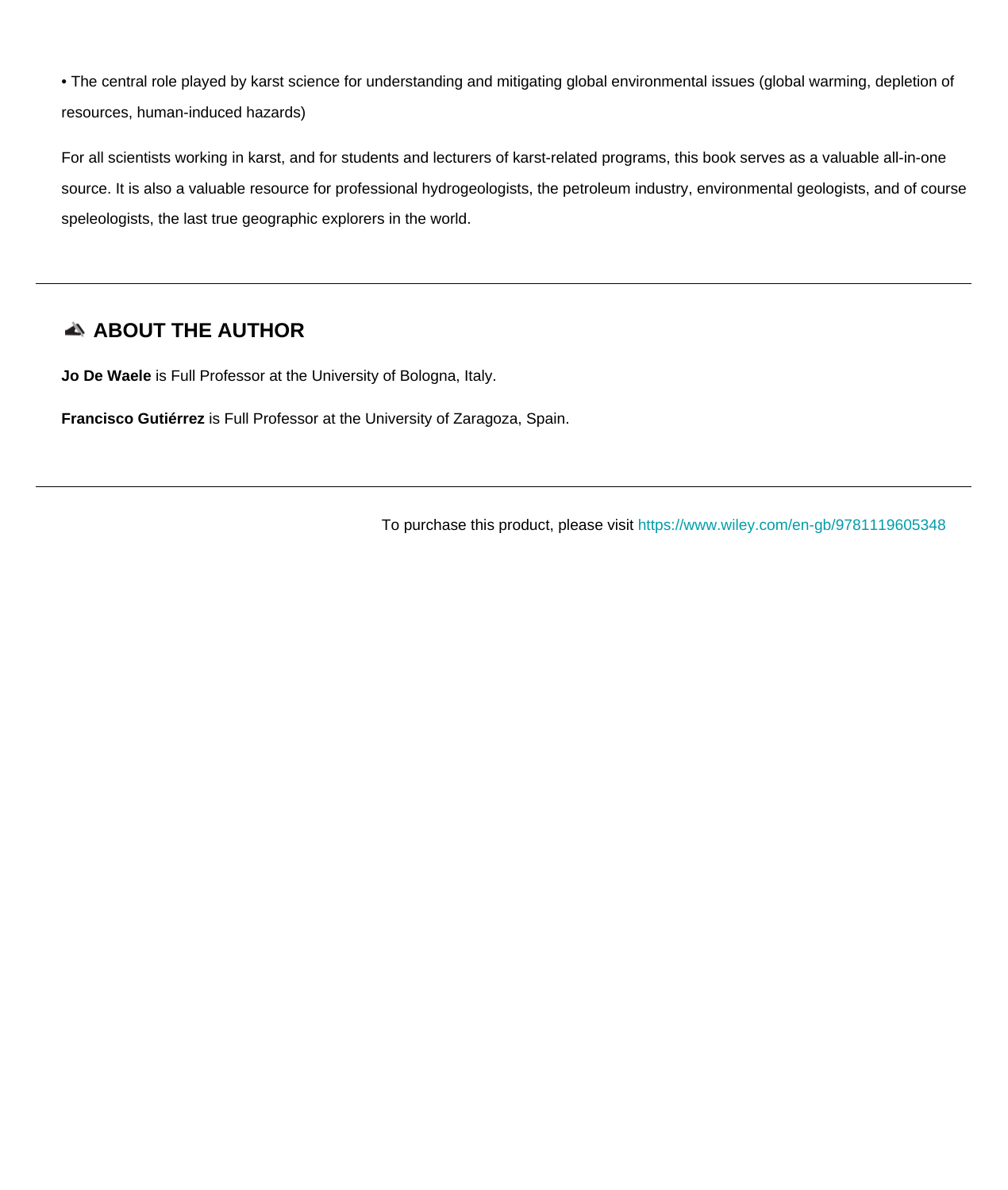- The central role played by karst science for understanding and mitigating global environmental issues (global warming, depletion of resources, human-induced hazards)

For all scientists working in karst, and for students and lecturers of karst-related programs, this book serves as a valuable all-in-one source. It is also a valuable resource for professional hydrogeologists, the petroleum industry, environmental geologists, and of course speleologists, the last true geographic explorers in the world.

---

## ABOUT THE AUTHOR

**Jo De Waele** is Full Professor at the University of Bologna, Italy.

**Francisco Gutiérrez** is Full Professor at the University of Zaragoza, Spain.

---

To purchase this product, please visit https://www.wiley.com/en-gb/9781119605348